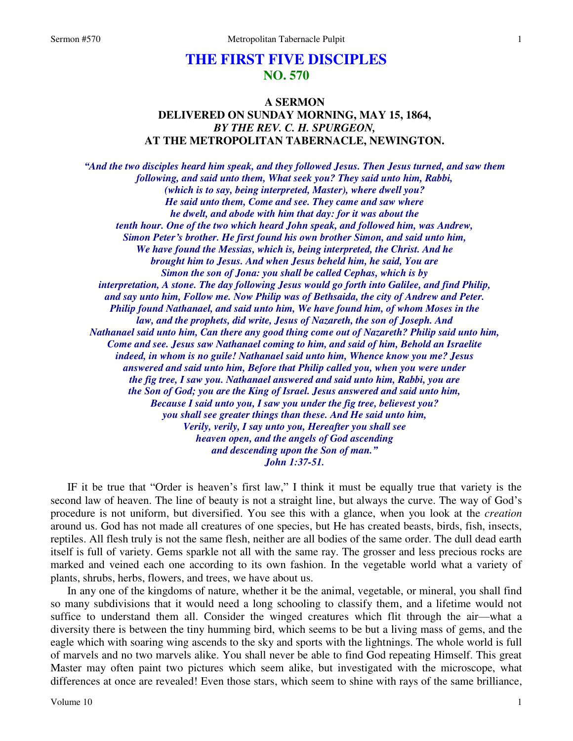# THE FIRST FIVE DISCIPLES
## NO. 570

### A SERMON
### DELIVERED ON SUNDAY MORNING, MAY 15, 1864,
### *BY THE REV. C. H. SPURGEON,*
### AT THE METROPOLITAN TABERNACLE, NEWINGTON.

***"And the two disciples heard him speak, and they followed Jesus. Then Jesus turned, and saw them following, and said unto them, What seek you? They said unto him, Rabbi, (which is to say, being interpreted, Master), where dwell you? He said unto them, Come and see. They came and saw where he dwelt, and abode with him that day: for it was about the tenth hour. One of the two which heard John speak, and followed him, was Andrew, Simon Peter's brother. He first found his own brother Simon, and said unto him, We have found the Messias, which is, being interpreted, the Christ. And he brought him to Jesus. And when Jesus beheld him, he said, You are Simon the son of Jona: you shall be called Cephas, which is by interpretation, A stone. The day following Jesus would go forth into Galilee, and find Philip, and say unto him, Follow me. Now Philip was of Bethsaida, the city of Andrew and Peter. Philip found Nathanael, and said unto him, We have found him, of whom Moses in the law, and the prophets, did write, Jesus of Nazareth, the son of Joseph. And Nathanael said unto him, Can there any good thing come out of Nazareth? Philip said unto him, Come and see. Jesus saw Nathanael coming to him, and said of him, Behold an Israelite indeed, in whom is no guile! Nathanael said unto him, Whence know you me? Jesus answered and said unto him, Before that Philip called you, when you were under the fig tree, I saw you. Nathanael answered and said unto him, Rabbi, you are the Son of God; you are the King of Israel. Jesus answered and said unto him, Because I said unto you, I saw you under the fig tree, believest you? you shall see greater things than these. And He said unto him, Verily, verily, I say unto you, Hereafter you shall see heaven open, and the angels of God ascending and descending upon the Son of man."
John 1:37-51.***

IF it be true that "Order is heaven's first law," I think it must be equally true that variety is the second law of heaven. The line of beauty is not a straight line, but always the curve. The way of God's procedure is not uniform, but diversified. You see this with a glance, when you look at the *creation* around us. God has not made all creatures of one species, but He has created beasts, birds, fish, insects, reptiles. All flesh truly is not the same flesh, neither are all bodies of the same order. The dull dead earth itself is full of variety. Gems sparkle not all with the same ray. The grosser and less precious rocks are marked and veined each one according to its own fashion. In the vegetable world what a variety of plants, shrubs, herbs, flowers, and trees, we have about us.

In any one of the kingdoms of nature, whether it be the animal, vegetable, or mineral, you shall find so many subdivisions that it would need a long schooling to classify them, and a lifetime would not suffice to understand them all. Consider the winged creatures which flit through the air—what a diversity there is between the tiny humming bird, which seems to be but a living mass of gems, and the eagle which with soaring wing ascends to the sky and sports with the lightnings. The whole world is full of marvels and no two marvels alike. You shall never be able to find God repeating Himself. This great Master may often paint two pictures which seem alike, but investigated with the microscope, what differences at once are revealed! Even those stars, which seem to shine with rays of the same brilliance,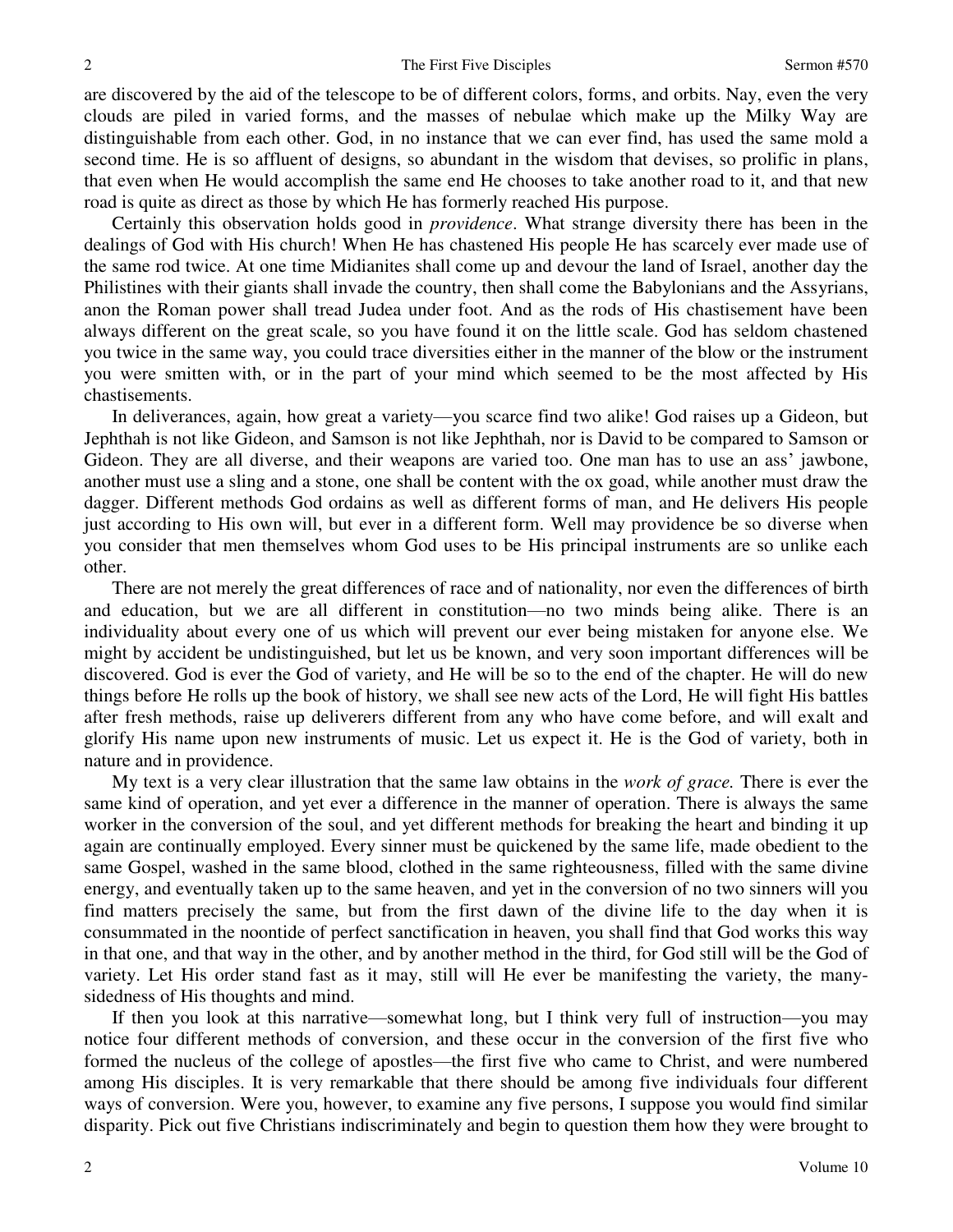are discovered by the aid of the telescope to be of different colors, forms, and orbits. Nay, even the very clouds are piled in varied forms, and the masses of nebulae which make up the Milky Way are distinguishable from each other. God, in no instance that we can ever find, has used the same mold a second time. He is so affluent of designs, so abundant in the wisdom that devises, so prolific in plans, that even when He would accomplish the same end He chooses to take another road to it, and that new road is quite as direct as those by which He has formerly reached His purpose.

Certainly this observation holds good in *providence*. What strange diversity there has been in the dealings of God with His church! When He has chastened His people He has scarcely ever made use of the same rod twice. At one time Midianites shall come up and devour the land of Israel, another day the Philistines with their giants shall invade the country, then shall come the Babylonians and the Assyrians, anon the Roman power shall tread Judea under foot. And as the rods of His chastisement have been always different on the great scale, so you have found it on the little scale. God has seldom chastened you twice in the same way, you could trace diversities either in the manner of the blow or the instrument you were smitten with, or in the part of your mind which seemed to be the most affected by His chastisements.

In deliverances, again, how great a variety—you scarce find two alike! God raises up a Gideon, but Jephthah is not like Gideon, and Samson is not like Jephthah, nor is David to be compared to Samson or Gideon. They are all diverse, and their weapons are varied too. One man has to use an ass' jawbone, another must use a sling and a stone, one shall be content with the ox goad, while another must draw the dagger. Different methods God ordains as well as different forms of man, and He delivers His people just according to His own will, but ever in a different form. Well may providence be so diverse when you consider that men themselves whom God uses to be His principal instruments are so unlike each other.

There are not merely the great differences of race and of nationality, nor even the differences of birth and education, but we are all different in constitution—no two minds being alike. There is an individuality about every one of us which will prevent our ever being mistaken for anyone else. We might by accident be undistinguished, but let us be known, and very soon important differences will be discovered. God is ever the God of variety, and He will be so to the end of the chapter. He will do new things before He rolls up the book of history, we shall see new acts of the Lord, He will fight His battles after fresh methods, raise up deliverers different from any who have come before, and will exalt and glorify His name upon new instruments of music. Let us expect it. He is the God of variety, both in nature and in providence.

My text is a very clear illustration that the same law obtains in the *work of grace.* There is ever the same kind of operation, and yet ever a difference in the manner of operation. There is always the same worker in the conversion of the soul, and yet different methods for breaking the heart and binding it up again are continually employed. Every sinner must be quickened by the same life, made obedient to the same Gospel, washed in the same blood, clothed in the same righteousness, filled with the same divine energy, and eventually taken up to the same heaven, and yet in the conversion of no two sinners will you find matters precisely the same, but from the first dawn of the divine life to the day when it is consummated in the noontide of perfect sanctification in heaven, you shall find that God works this way in that one, and that way in the other, and by another method in the third, for God still will be the God of variety. Let His order stand fast as it may, still will He ever be manifesting the variety, the many-sidedness of His thoughts and mind.

If then you look at this narrative—somewhat long, but I think very full of instruction—you may notice four different methods of conversion, and these occur in the conversion of the first five who formed the nucleus of the college of apostles—the first five who came to Christ, and were numbered among His disciples. It is very remarkable that there should be among five individuals four different ways of conversion. Were you, however, to examine any five persons, I suppose you would find similar disparity. Pick out five Christians indiscriminately and begin to question them how they were brought to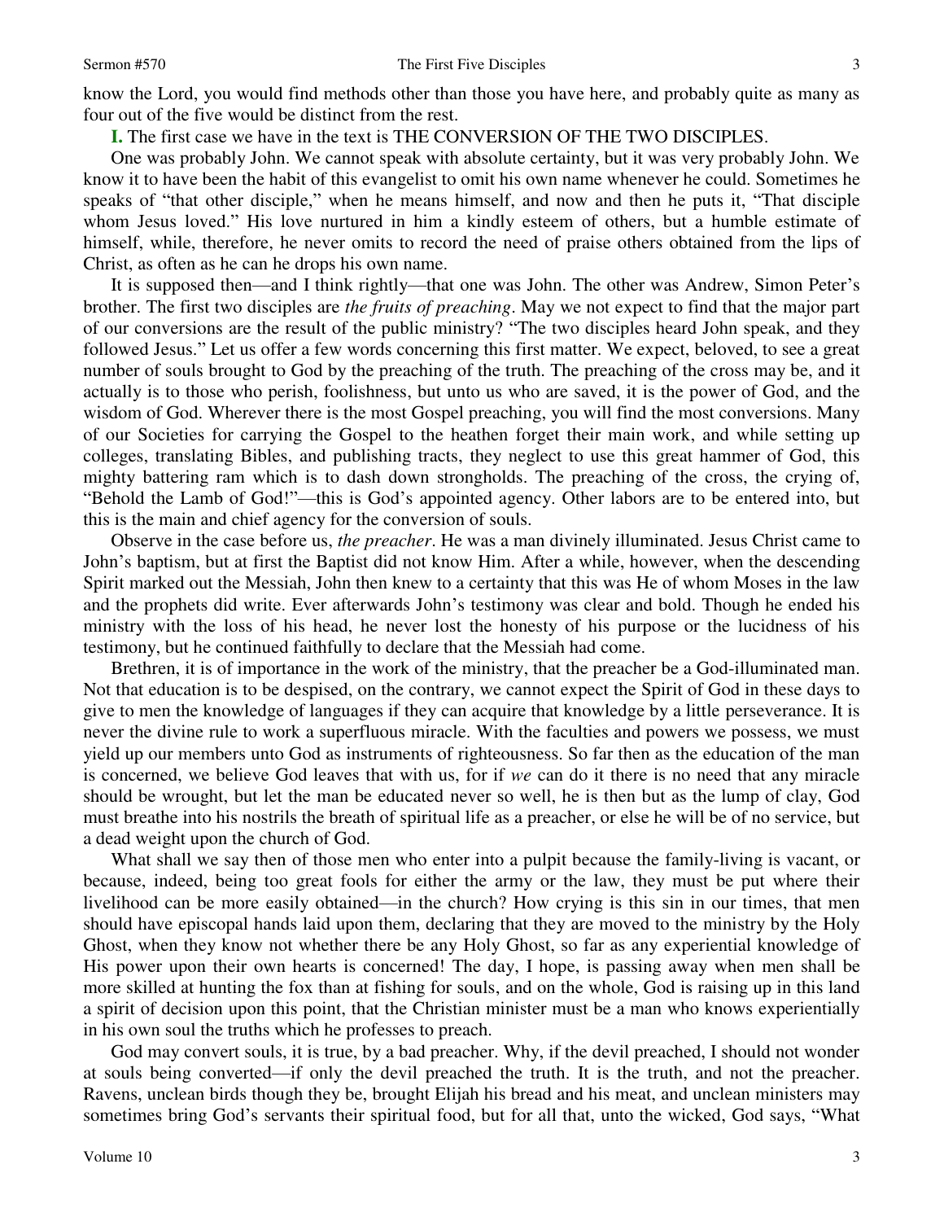know the Lord, you would find methods other than those you have here, and probably quite as many as four out of the five would be distinct from the rest.

**I.** The first case we have in the text is THE CONVERSION OF THE TWO DISCIPLES.

One was probably John. We cannot speak with absolute certainty, but it was very probably John. We know it to have been the habit of this evangelist to omit his own name whenever he could. Sometimes he speaks of "that other disciple," when he means himself, and now and then he puts it, "That disciple whom Jesus loved." His love nurtured in him a kindly esteem of others, but a humble estimate of himself, while, therefore, he never omits to record the need of praise others obtained from the lips of Christ, as often as he can he drops his own name.

It is supposed then—and I think rightly—that one was John. The other was Andrew, Simon Peter's brother. The first two disciples are *the fruits of preaching*. May we not expect to find that the major part of our conversions are the result of the public ministry? "The two disciples heard John speak, and they followed Jesus." Let us offer a few words concerning this first matter. We expect, beloved, to see a great number of souls brought to God by the preaching of the truth. The preaching of the cross may be, and it actually is to those who perish, foolishness, but unto us who are saved, it is the power of God, and the wisdom of God. Wherever there is the most Gospel preaching, you will find the most conversions. Many of our Societies for carrying the Gospel to the heathen forget their main work, and while setting up colleges, translating Bibles, and publishing tracts, they neglect to use this great hammer of God, this mighty battering ram which is to dash down strongholds. The preaching of the cross, the crying of, "Behold the Lamb of God!"—this is God's appointed agency. Other labors are to be entered into, but this is the main and chief agency for the conversion of souls.

Observe in the case before us, *the preacher*. He was a man divinely illuminated. Jesus Christ came to John's baptism, but at first the Baptist did not know Him. After a while, however, when the descending Spirit marked out the Messiah, John then knew to a certainty that this was He of whom Moses in the law and the prophets did write. Ever afterwards John's testimony was clear and bold. Though he ended his ministry with the loss of his head, he never lost the honesty of his purpose or the lucidness of his testimony, but he continued faithfully to declare that the Messiah had come.

Brethren, it is of importance in the work of the ministry, that the preacher be a God-illuminated man. Not that education is to be despised, on the contrary, we cannot expect the Spirit of God in these days to give to men the knowledge of languages if they can acquire that knowledge by a little perseverance. It is never the divine rule to work a superfluous miracle. With the faculties and powers we possess, we must yield up our members unto God as instruments of righteousness. So far then as the education of the man is concerned, we believe God leaves that with us, for if *we* can do it there is no need that any miracle should be wrought, but let the man be educated never so well, he is then but as the lump of clay, God must breathe into his nostrils the breath of spiritual life as a preacher, or else he will be of no service, but a dead weight upon the church of God.

What shall we say then of those men who enter into a pulpit because the family-living is vacant, or because, indeed, being too great fools for either the army or the law, they must be put where their livelihood can be more easily obtained—in the church? How crying is this sin in our times, that men should have episcopal hands laid upon them, declaring that they are moved to the ministry by the Holy Ghost, when they know not whether there be any Holy Ghost, so far as any experiential knowledge of His power upon their own hearts is concerned! The day, I hope, is passing away when men shall be more skilled at hunting the fox than at fishing for souls, and on the whole, God is raising up in this land a spirit of decision upon this point, that the Christian minister must be a man who knows experientially in his own soul the truths which he professes to preach.

God may convert souls, it is true, by a bad preacher. Why, if the devil preached, I should not wonder at souls being converted—if only the devil preached the truth. It is the truth, and not the preacher. Ravens, unclean birds though they be, brought Elijah his bread and his meat, and unclean ministers may sometimes bring God's servants their spiritual food, but for all that, unto the wicked, God says, "What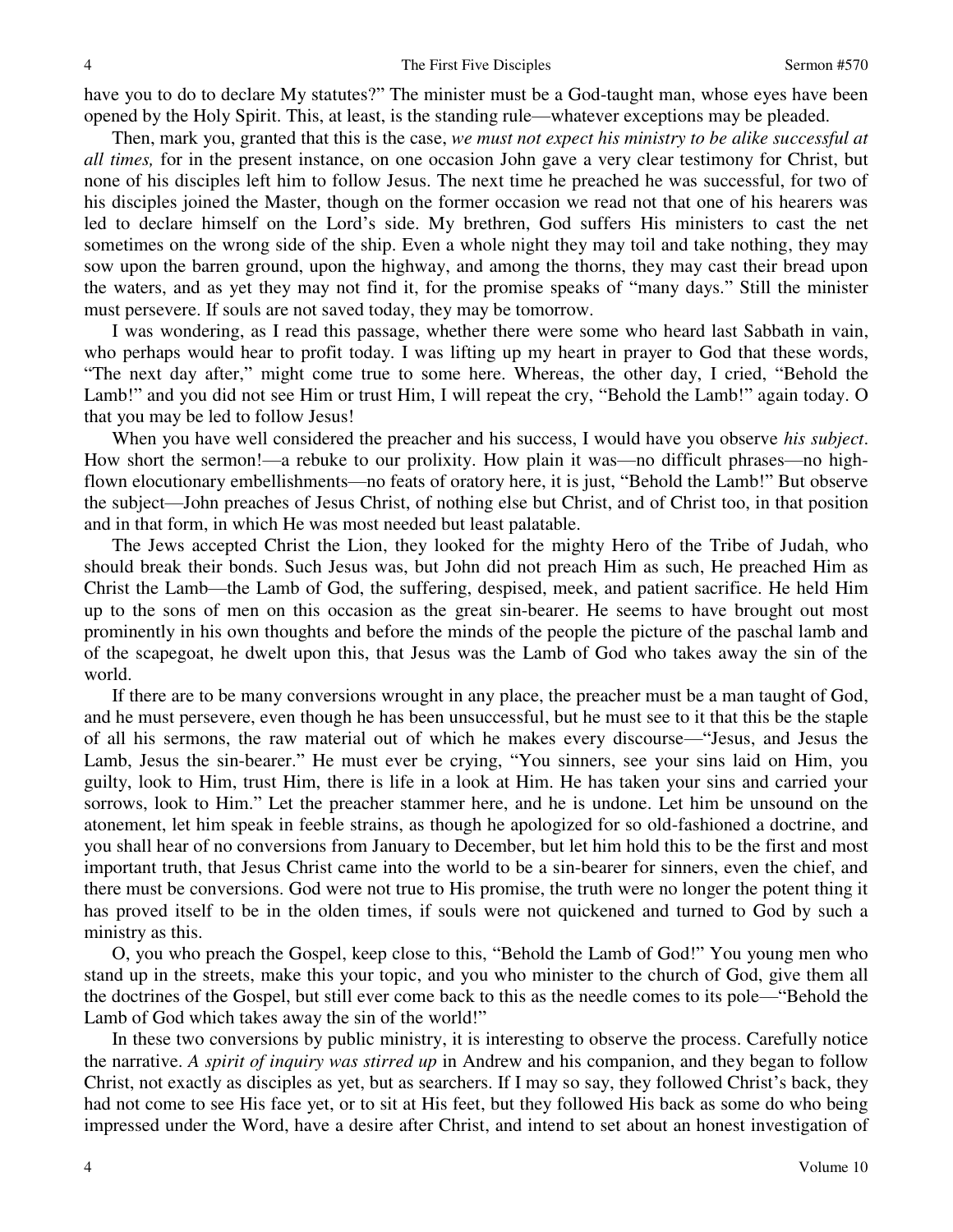have you to do to declare My statutes?" The minister must be a God-taught man, whose eyes have been opened by the Holy Spirit. This, at least, is the standing rule—whatever exceptions may be pleaded.

Then, mark you, granted that this is the case, *we must not expect his ministry to be alike successful at all times,* for in the present instance, on one occasion John gave a very clear testimony for Christ, but none of his disciples left him to follow Jesus. The next time he preached he was successful, for two of his disciples joined the Master, though on the former occasion we read not that one of his hearers was led to declare himself on the Lord's side. My brethren, God suffers His ministers to cast the net sometimes on the wrong side of the ship. Even a whole night they may toil and take nothing, they may sow upon the barren ground, upon the highway, and among the thorns, they may cast their bread upon the waters, and as yet they may not find it, for the promise speaks of "many days." Still the minister must persevere. If souls are not saved today, they may be tomorrow.

I was wondering, as I read this passage, whether there were some who heard last Sabbath in vain, who perhaps would hear to profit today. I was lifting up my heart in prayer to God that these words, "The next day after," might come true to some here. Whereas, the other day, I cried, "Behold the Lamb!" and you did not see Him or trust Him, I will repeat the cry, "Behold the Lamb!" again today. O that you may be led to follow Jesus!

When you have well considered the preacher and his success, I would have you observe *his subject*. How short the sermon!—a rebuke to our prolixity. How plain it was—no difficult phrases—no high-flown elocutionary embellishments—no feats of oratory here, it is just, "Behold the Lamb!" But observe the subject—John preaches of Jesus Christ, of nothing else but Christ, and of Christ too, in that position and in that form, in which He was most needed but least palatable.

The Jews accepted Christ the Lion, they looked for the mighty Hero of the Tribe of Judah, who should break their bonds. Such Jesus was, but John did not preach Him as such, He preached Him as Christ the Lamb—the Lamb of God, the suffering, despised, meek, and patient sacrifice. He held Him up to the sons of men on this occasion as the great sin-bearer. He seems to have brought out most prominently in his own thoughts and before the minds of the people the picture of the paschal lamb and of the scapegoat, he dwelt upon this, that Jesus was the Lamb of God who takes away the sin of the world.

If there are to be many conversions wrought in any place, the preacher must be a man taught of God, and he must persevere, even though he has been unsuccessful, but he must see to it that this be the staple of all his sermons, the raw material out of which he makes every discourse—"Jesus, and Jesus the Lamb, Jesus the sin-bearer." He must ever be crying, "You sinners, see your sins laid on Him, you guilty, look to Him, trust Him, there is life in a look at Him. He has taken your sins and carried your sorrows, look to Him." Let the preacher stammer here, and he is undone. Let him be unsound on the atonement, let him speak in feeble strains, as though he apologized for so old-fashioned a doctrine, and you shall hear of no conversions from January to December, but let him hold this to be the first and most important truth, that Jesus Christ came into the world to be a sin-bearer for sinners, even the chief, and there must be conversions. God were not true to His promise, the truth were no longer the potent thing it has proved itself to be in the olden times, if souls were not quickened and turned to God by such a ministry as this.

O, you who preach the Gospel, keep close to this, "Behold the Lamb of God!" You young men who stand up in the streets, make this your topic, and you who minister to the church of God, give them all the doctrines of the Gospel, but still ever come back to this as the needle comes to its pole—"Behold the Lamb of God which takes away the sin of the world!"

In these two conversions by public ministry, it is interesting to observe the process. Carefully notice the narrative. *A spirit of inquiry was stirred up* in Andrew and his companion, and they began to follow Christ, not exactly as disciples as yet, but as searchers. If I may so say, they followed Christ's back, they had not come to see His face yet, or to sit at His feet, but they followed His back as some do who being impressed under the Word, have a desire after Christ, and intend to set about an honest investigation of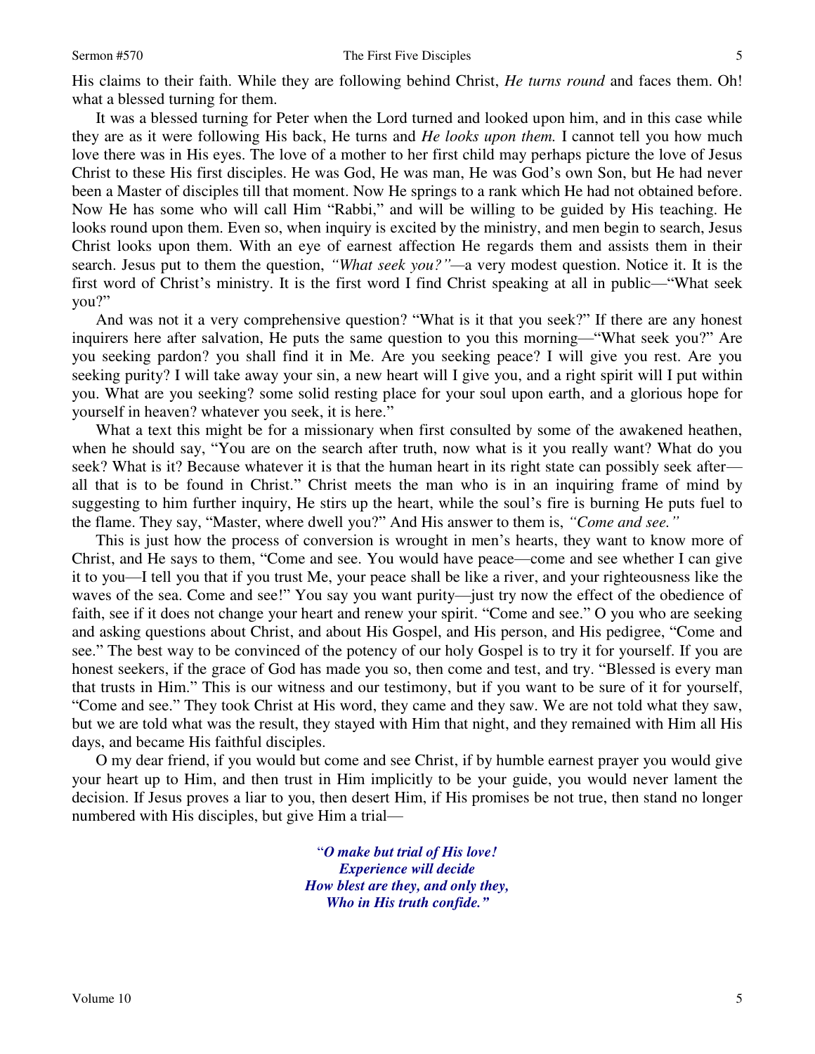His claims to their faith. While they are following behind Christ, *He turns round* and faces them. Oh! what a blessed turning for them.

It was a blessed turning for Peter when the Lord turned and looked upon him, and in this case while they are as it were following His back, He turns and *He looks upon them.* I cannot tell you how much love there was in His eyes. The love of a mother to her first child may perhaps picture the love of Jesus Christ to these His first disciples. He was God, He was man, He was God's own Son, but He had never been a Master of disciples till that moment. Now He springs to a rank which He had not obtained before. Now He has some who will call Him "Rabbi," and will be willing to be guided by His teaching. He looks round upon them. Even so, when inquiry is excited by the ministry, and men begin to search, Jesus Christ looks upon them. With an eye of earnest affection He regards them and assists them in their search. Jesus put to them the question, *"What seek you?"*—a very modest question. Notice it. It is the first word of Christ's ministry. It is the first word I find Christ speaking at all in public—"What seek you?"

And was not it a very comprehensive question? "What is it that you seek?" If there are any honest inquirers here after salvation, He puts the same question to you this morning—"What seek you?" Are you seeking pardon? you shall find it in Me. Are you seeking peace? I will give you rest. Are you seeking purity? I will take away your sin, a new heart will I give you, and a right spirit will I put within you. What are you seeking? some solid resting place for your soul upon earth, and a glorious hope for yourself in heaven? whatever you seek, it is here."

What a text this might be for a missionary when first consulted by some of the awakened heathen, when he should say, "You are on the search after truth, now what is it you really want? What do you seek? What is it? Because whatever it is that the human heart in its right state can possibly seek after—all that is to be found in Christ." Christ meets the man who is in an inquiring frame of mind by suggesting to him further inquiry, He stirs up the heart, while the soul's fire is burning He puts fuel to the flame. They say, "Master, where dwell you?" And His answer to them is, *"Come and see."*

This is just how the process of conversion is wrought in men's hearts, they want to know more of Christ, and He says to them, "Come and see. You would have peace—come and see whether I can give it to you—I tell you that if you trust Me, your peace shall be like a river, and your righteousness like the waves of the sea. Come and see!" You say you want purity—just try now the effect of the obedience of faith, see if it does not change your heart and renew your spirit. "Come and see." O you who are seeking and asking questions about Christ, and about His Gospel, and His person, and His pedigree, "Come and see." The best way to be convinced of the potency of our holy Gospel is to try it for yourself. If you are honest seekers, if the grace of God has made you so, then come and test, and try. "Blessed is every man that trusts in Him." This is our witness and our testimony, but if you want to be sure of it for yourself, "Come and see." They took Christ at His word, they came and they saw. We are not told what they saw, but we are told what was the result, they stayed with Him that night, and they remained with Him all His days, and became His faithful disciples.

O my dear friend, if you would but come and see Christ, if by humble earnest prayer you would give your heart up to Him, and then trust in Him implicitly to be your guide, you would never lament the decision. If Jesus proves a liar to you, then desert Him, if His promises be not true, then stand no longer numbered with His disciples, but give Him a trial—

> ***"O make but trial of His love!***
> ***Experience will decide***
> ***How blest are they, and only they,***
> ***Who in His truth confide."***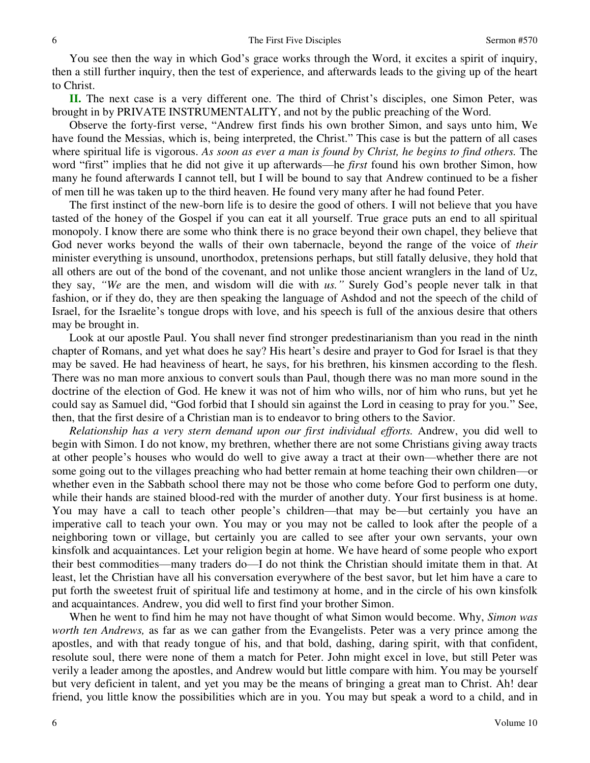You see then the way in which God's grace works through the Word, it excites a spirit of inquiry, then a still further inquiry, then the test of experience, and afterwards leads to the giving up of the heart to Christ.

**II.** The next case is a very different one. The third of Christ's disciples, one Simon Peter, was brought in by PRIVATE INSTRUMENTALITY, and not by the public preaching of the Word.

Observe the forty-first verse, "Andrew first finds his own brother Simon, and says unto him, We have found the Messias, which is, being interpreted, the Christ." This case is but the pattern of all cases where spiritual life is vigorous. *As soon as ever a man is found by Christ, he begins to find others.* The word "first" implies that he did not give it up afterwards—he *first* found his own brother Simon, how many he found afterwards I cannot tell, but I will be bound to say that Andrew continued to be a fisher of men till he was taken up to the third heaven. He found very many after he had found Peter.

The first instinct of the new-born life is to desire the good of others. I will not believe that you have tasted of the honey of the Gospel if you can eat it all yourself. True grace puts an end to all spiritual monopoly. I know there are some who think there is no grace beyond their own chapel, they believe that God never works beyond the walls of their own tabernacle, beyond the range of the voice of *their* minister everything is unsound, unorthodox, pretensions perhaps, but still fatally delusive, they hold that all others are out of the bond of the covenant, and not unlike those ancient wranglers in the land of Uz, they say, *"We* are the men, and wisdom will die with *us."* Surely God's people never talk in that fashion, or if they do, they are then speaking the language of Ashdod and not the speech of the child of Israel, for the Israelite's tongue drops with love, and his speech is full of the anxious desire that others may be brought in.

Look at our apostle Paul. You shall never find stronger predestinarianism than you read in the ninth chapter of Romans, and yet what does he say? His heart's desire and prayer to God for Israel is that they may be saved. He had heaviness of heart, he says, for his brethren, his kinsmen according to the flesh. There was no man more anxious to convert souls than Paul, though there was no man more sound in the doctrine of the election of God. He knew it was not of him who wills, nor of him who runs, but yet he could say as Samuel did, "God forbid that I should sin against the Lord in ceasing to pray for you." See, then, that the first desire of a Christian man is to endeavor to bring others to the Savior.

*Relationship has a very stern demand upon our first individual efforts.* Andrew, you did well to begin with Simon. I do not know, my brethren, whether there are not some Christians giving away tracts at other people's houses who would do well to give away a tract at their own—whether there are not some going out to the villages preaching who had better remain at home teaching their own children—or whether even in the Sabbath school there may not be those who come before God to perform one duty, while their hands are stained blood-red with the murder of another duty. Your first business is at home. You may have a call to teach other people's children—that may be—but certainly you have an imperative call to teach your own. You may or you may not be called to look after the people of a neighboring town or village, but certainly you are called to see after your own servants, your own kinsfolk and acquaintances. Let your religion begin at home. We have heard of some people who export their best commodities—many traders do—I do not think the Christian should imitate them in that. At least, let the Christian have all his conversation everywhere of the best savor, but let him have a care to put forth the sweetest fruit of spiritual life and testimony at home, and in the circle of his own kinsfolk and acquaintances. Andrew, you did well to first find your brother Simon.

When he went to find him he may not have thought of what Simon would become. Why, *Simon was worth ten Andrews,* as far as we can gather from the Evangelists. Peter was a very prince among the apostles, and with that ready tongue of his, and that bold, dashing, daring spirit, with that confident, resolute soul, there were none of them a match for Peter. John might excel in love, but still Peter was verily a leader among the apostles, and Andrew would but little compare with him. You may be yourself but very deficient in talent, and yet you may be the means of bringing a great man to Christ. Ah! dear friend, you little know the possibilities which are in you. You may but speak a word to a child, and in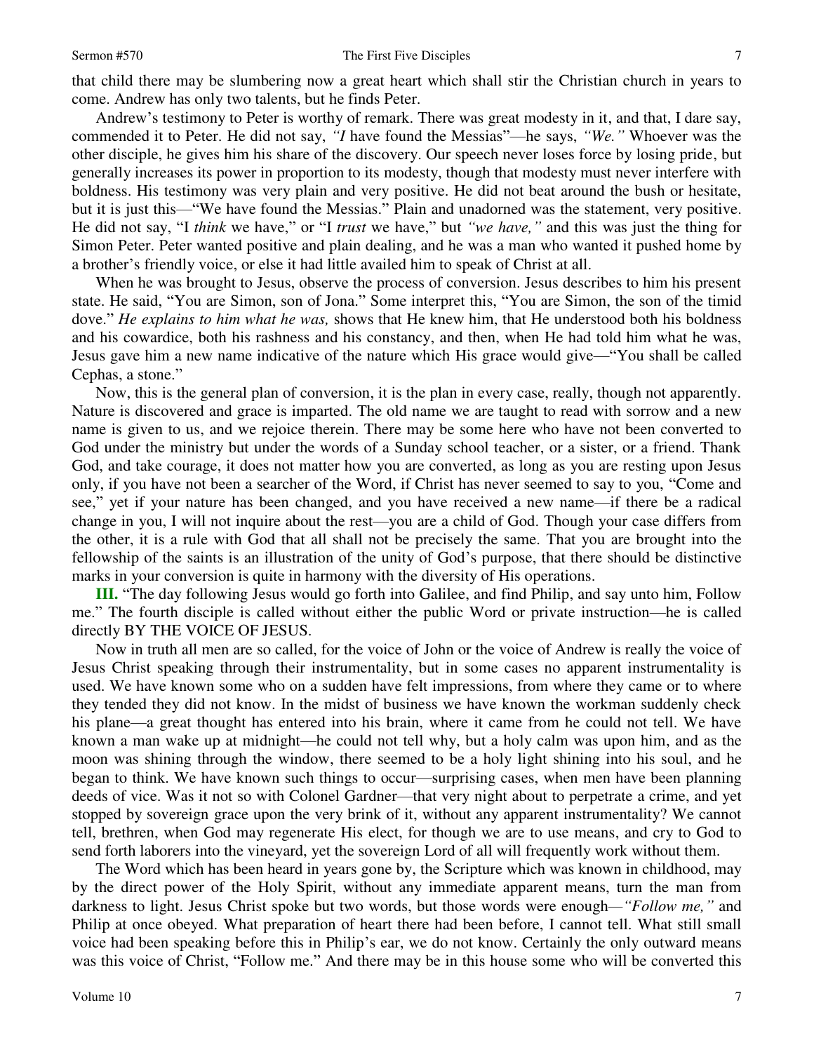that child there may be slumbering now a great heart which shall stir the Christian church in years to come. Andrew has only two talents, but he finds Peter.

Andrew's testimony to Peter is worthy of remark. There was great modesty in it, and that, I dare say, commended it to Peter. He did not say, *"I* have found the Messias"—he says, *"We."* Whoever was the other disciple, he gives him his share of the discovery. Our speech never loses force by losing pride, but generally increases its power in proportion to its modesty, though that modesty must never interfere with boldness. His testimony was very plain and very positive. He did not beat around the bush or hesitate, but it is just this—"We have found the Messias." Plain and unadorned was the statement, very positive. He did not say, "I *think* we have," or "I *trust* we have," but *"we have,"* and this was just the thing for Simon Peter. Peter wanted positive and plain dealing, and he was a man who wanted it pushed home by a brother's friendly voice, or else it had little availed him to speak of Christ at all.

When he was brought to Jesus, observe the process of conversion. Jesus describes to him his present state. He said, "You are Simon, son of Jona." Some interpret this, "You are Simon, the son of the timid dove." *He explains to him what he was,* shows that He knew him, that He understood both his boldness and his cowardice, both his rashness and his constancy, and then, when He had told him what he was, Jesus gave him a new name indicative of the nature which His grace would give—"You shall be called Cephas, a stone."

Now, this is the general plan of conversion, it is the plan in every case, really, though not apparently. Nature is discovered and grace is imparted. The old name we are taught to read with sorrow and a new name is given to us, and we rejoice therein. There may be some here who have not been converted to God under the ministry but under the words of a Sunday school teacher, or a sister, or a friend. Thank God, and take courage, it does not matter how you are converted, as long as you are resting upon Jesus only, if you have not been a searcher of the Word, if Christ has never seemed to say to you, "Come and see," yet if your nature has been changed, and you have received a new name—if there be a radical change in you, I will not inquire about the rest—you are a child of God. Though your case differs from the other, it is a rule with God that all shall not be precisely the same. That you are brought into the fellowship of the saints is an illustration of the unity of God's purpose, that there should be distinctive marks in your conversion is quite in harmony with the diversity of His operations.

**III.** "The day following Jesus would go forth into Galilee, and find Philip, and say unto him, Follow me." The fourth disciple is called without either the public Word or private instruction—he is called directly BY THE VOICE OF JESUS.

Now in truth all men are so called, for the voice of John or the voice of Andrew is really the voice of Jesus Christ speaking through their instrumentality, but in some cases no apparent instrumentality is used. We have known some who on a sudden have felt impressions, from where they came or to where they tended they did not know. In the midst of business we have known the workman suddenly check his plane—a great thought has entered into his brain, where it came from he could not tell. We have known a man wake up at midnight—he could not tell why, but a holy calm was upon him, and as the moon was shining through the window, there seemed to be a holy light shining into his soul, and he began to think. We have known such things to occur—surprising cases, when men have been planning deeds of vice. Was it not so with Colonel Gardner—that very night about to perpetrate a crime, and yet stopped by sovereign grace upon the very brink of it, without any apparent instrumentality? We cannot tell, brethren, when God may regenerate His elect, for though we are to use means, and cry to God to send forth laborers into the vineyard, yet the sovereign Lord of all will frequently work without them.

The Word which has been heard in years gone by, the Scripture which was known in childhood, may by the direct power of the Holy Spirit, without any immediate apparent means, turn the man from darkness to light. Jesus Christ spoke but two words, but those words were enough—*"Follow me,"* and Philip at once obeyed. What preparation of heart there had been before, I cannot tell. What still small voice had been speaking before this in Philip's ear, we do not know. Certainly the only outward means was this voice of Christ, "Follow me." And there may be in this house some who will be converted this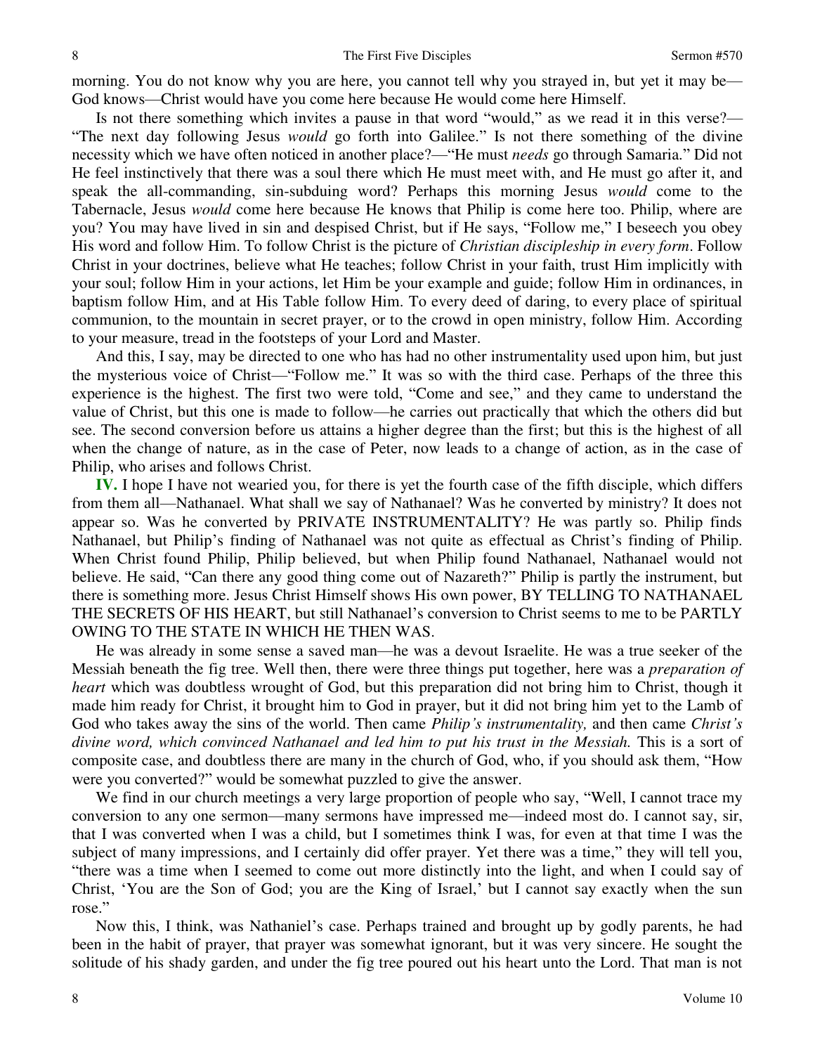morning. You do not know why you are here, you cannot tell why you strayed in, but yet it may be—God knows—Christ would have you come here because He would come here Himself.

Is not there something which invites a pause in that word "would," as we read it in this verse?—"The next day following Jesus *would* go forth into Galilee." Is not there something of the divine necessity which we have often noticed in another place?—"He must *needs* go through Samaria." Did not He feel instinctively that there was a soul there which He must meet with, and He must go after it, and speak the all-commanding, sin-subduing word? Perhaps this morning Jesus *would* come to the Tabernacle, Jesus *would* come here because He knows that Philip is come here too. Philip, where are you? You may have lived in sin and despised Christ, but if He says, "Follow me," I beseech you obey His word and follow Him. To follow Christ is the picture of *Christian discipleship in every form*. Follow Christ in your doctrines, believe what He teaches; follow Christ in your faith, trust Him implicitly with your soul; follow Him in your actions, let Him be your example and guide; follow Him in ordinances, in baptism follow Him, and at His Table follow Him. To every deed of daring, to every place of spiritual communion, to the mountain in secret prayer, or to the crowd in open ministry, follow Him. According to your measure, tread in the footsteps of your Lord and Master.

And this, I say, may be directed to one who has had no other instrumentality used upon him, but just the mysterious voice of Christ—"Follow me." It was so with the third case. Perhaps of the three this experience is the highest. The first two were told, "Come and see," and they came to understand the value of Christ, but this one is made to follow—he carries out practically that which the others did but see. The second conversion before us attains a higher degree than the first; but this is the highest of all when the change of nature, as in the case of Peter, now leads to a change of action, as in the case of Philip, who arises and follows Christ.

**IV.** I hope I have not wearied you, for there is yet the fourth case of the fifth disciple, which differs from them all—Nathanael. What shall we say of Nathanael? Was he converted by ministry? It does not appear so. Was he converted by PRIVATE INSTRUMENTALITY? He was partly so. Philip finds Nathanael, but Philip's finding of Nathanael was not quite as effectual as Christ's finding of Philip. When Christ found Philip, Philip believed, but when Philip found Nathanael, Nathanael would not believe. He said, "Can there any good thing come out of Nazareth?" Philip is partly the instrument, but there is something more. Jesus Christ Himself shows His own power, BY TELLING TO NATHANAEL THE SECRETS OF HIS HEART, but still Nathanael's conversion to Christ seems to me to be PARTLY OWING TO THE STATE IN WHICH HE THEN WAS.

He was already in some sense a saved man—he was a devout Israelite. He was a true seeker of the Messiah beneath the fig tree. Well then, there were three things put together, here was a *preparation of heart* which was doubtless wrought of God, but this preparation did not bring him to Christ, though it made him ready for Christ, it brought him to God in prayer, but it did not bring him yet to the Lamb of God who takes away the sins of the world. Then came *Philip's instrumentality,* and then came *Christ's divine word, which convinced Nathanael and led him to put his trust in the Messiah.* This is a sort of composite case, and doubtless there are many in the church of God, who, if you should ask them, "How were you converted?" would be somewhat puzzled to give the answer.

We find in our church meetings a very large proportion of people who say, "Well, I cannot trace my conversion to any one sermon—many sermons have impressed me—indeed most do. I cannot say, sir, that I was converted when I was a child, but I sometimes think I was, for even at that time I was the subject of many impressions, and I certainly did offer prayer. Yet there was a time," they will tell you, "there was a time when I seemed to come out more distinctly into the light, and when I could say of Christ, 'You are the Son of God; you are the King of Israel,' but I cannot say exactly when the sun rose."

Now this, I think, was Nathaniel's case. Perhaps trained and brought up by godly parents, he had been in the habit of prayer, that prayer was somewhat ignorant, but it was very sincere. He sought the solitude of his shady garden, and under the fig tree poured out his heart unto the Lord. That man is not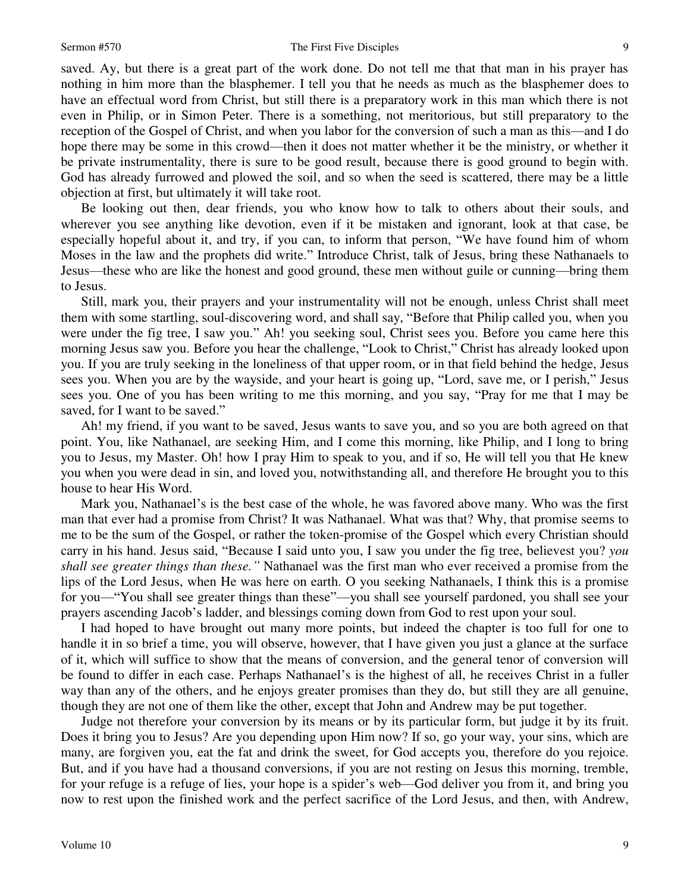saved. Ay, but there is a great part of the work done. Do not tell me that that man in his prayer has nothing in him more than the blasphemer. I tell you that he needs as much as the blasphemer does to have an effectual word from Christ, but still there is a preparatory work in this man which there is not even in Philip, or in Simon Peter. There is a something, not meritorious, but still preparatory to the reception of the Gospel of Christ, and when you labor for the conversion of such a man as this—and I do hope there may be some in this crowd—then it does not matter whether it be the ministry, or whether it be private instrumentality, there is sure to be good result, because there is good ground to begin with. God has already furrowed and plowed the soil, and so when the seed is scattered, there may be a little objection at first, but ultimately it will take root.

Be looking out then, dear friends, you who know how to talk to others about their souls, and wherever you see anything like devotion, even if it be mistaken and ignorant, look at that case, be especially hopeful about it, and try, if you can, to inform that person, "We have found him of whom Moses in the law and the prophets did write." Introduce Christ, talk of Jesus, bring these Nathanaels to Jesus—these who are like the honest and good ground, these men without guile or cunning—bring them to Jesus.

Still, mark you, their prayers and your instrumentality will not be enough, unless Christ shall meet them with some startling, soul-discovering word, and shall say, "Before that Philip called you, when you were under the fig tree, I saw you." Ah! you seeking soul, Christ sees you. Before you came here this morning Jesus saw you. Before you hear the challenge, "Look to Christ," Christ has already looked upon you. If you are truly seeking in the loneliness of that upper room, or in that field behind the hedge, Jesus sees you. When you are by the wayside, and your heart is going up, "Lord, save me, or I perish," Jesus sees you. One of you has been writing to me this morning, and you say, "Pray for me that I may be saved, for I want to be saved."

Ah! my friend, if you want to be saved, Jesus wants to save you, and so you are both agreed on that point. You, like Nathanael, are seeking Him, and I come this morning, like Philip, and I long to bring you to Jesus, my Master. Oh! how I pray Him to speak to you, and if so, He will tell you that He knew you when you were dead in sin, and loved you, notwithstanding all, and therefore He brought you to this house to hear His Word.

Mark you, Nathanael's is the best case of the whole, he was favored above many. Who was the first man that ever had a promise from Christ? It was Nathanael. What was that? Why, that promise seems to me to be the sum of the Gospel, or rather the token-promise of the Gospel which every Christian should carry in his hand. Jesus said, "Because I said unto you, I saw you under the fig tree, believest you? *you shall see greater things than these."* Nathanael was the first man who ever received a promise from the lips of the Lord Jesus, when He was here on earth. O you seeking Nathanaels, I think this is a promise for you—"You shall see greater things than these"—you shall see yourself pardoned, you shall see your prayers ascending Jacob's ladder, and blessings coming down from God to rest upon your soul.

I had hoped to have brought out many more points, but indeed the chapter is too full for one to handle it in so brief a time, you will observe, however, that I have given you just a glance at the surface of it, which will suffice to show that the means of conversion, and the general tenor of conversion will be found to differ in each case. Perhaps Nathanael's is the highest of all, he receives Christ in a fuller way than any of the others, and he enjoys greater promises than they do, but still they are all genuine, though they are not one of them like the other, except that John and Andrew may be put together.

Judge not therefore your conversion by its means or by its particular form, but judge it by its fruit. Does it bring you to Jesus? Are you depending upon Him now? If so, go your way, your sins, which are many, are forgiven you, eat the fat and drink the sweet, for God accepts you, therefore do you rejoice. But, and if you have had a thousand conversions, if you are not resting on Jesus this morning, tremble, for your refuge is a refuge of lies, your hope is a spider's web—God deliver you from it, and bring you now to rest upon the finished work and the perfect sacrifice of the Lord Jesus, and then, with Andrew,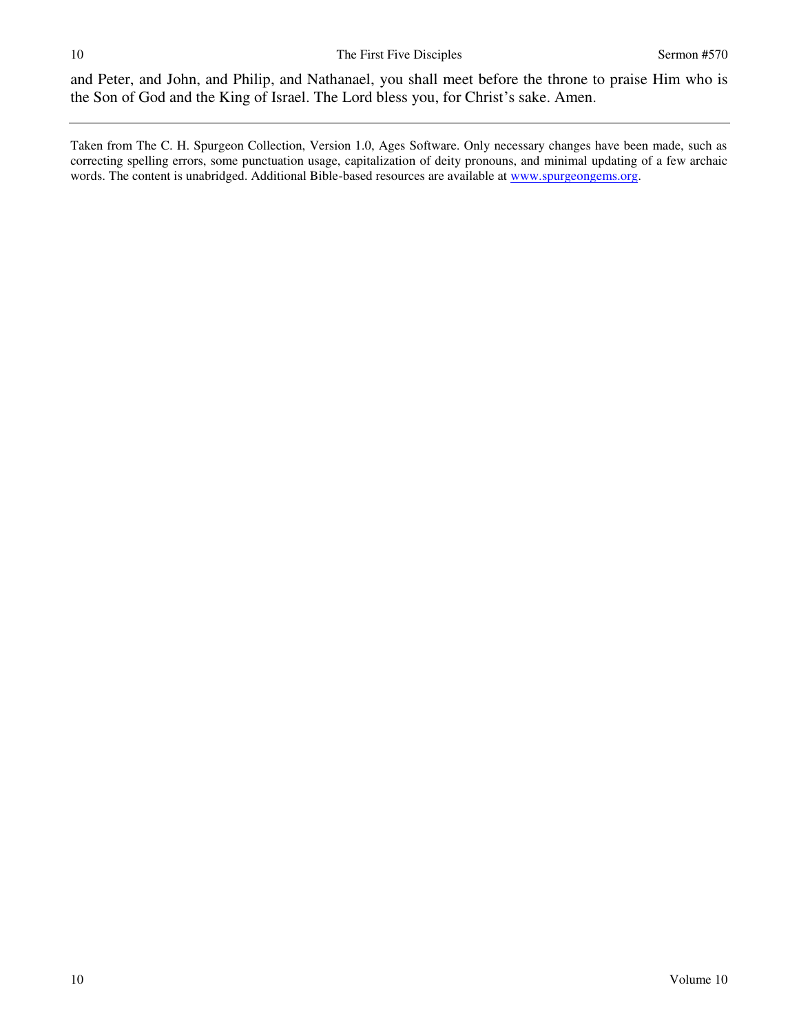and Peter, and John, and Philip, and Nathanael, you shall meet before the throne to praise Him who is the Son of God and the King of Israel. The Lord bless you, for Christ's sake. Amen.

---

Taken from The C. H. Spurgeon Collection, Version 1.0, Ages Software. Only necessary changes have been made, such as correcting spelling errors, some punctuation usage, capitalization of deity pronouns, and minimal updating of a few archaic words. The content is unabridged. Additional Bible-based resources are available at [www.spurgeongems.org](http://www.spurgeongems.org).